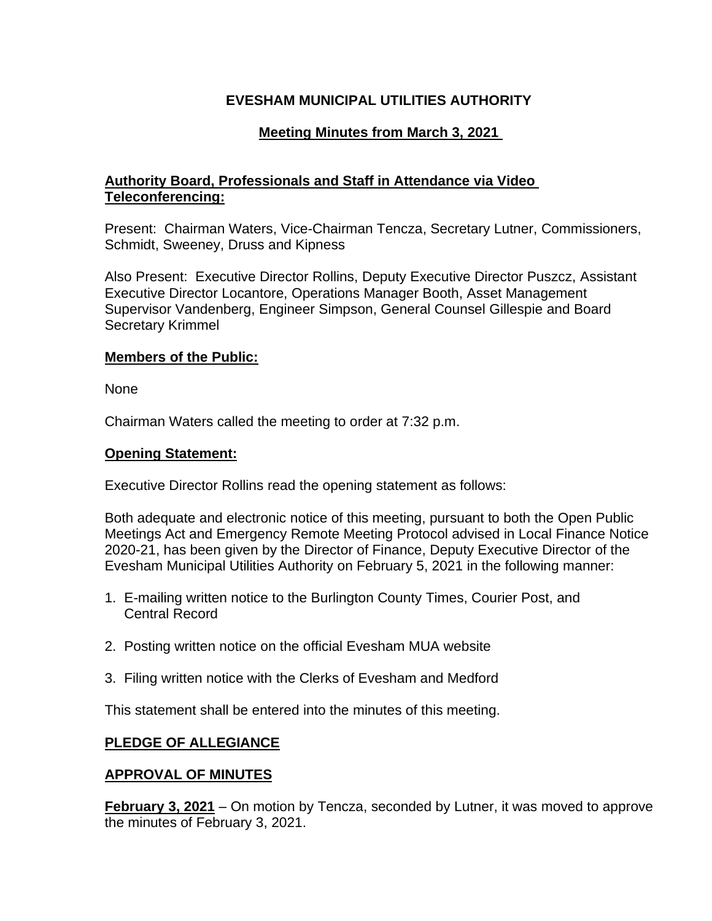# EVESHAM MUNICIPAL UTILITIES AUTHORITY

## Meeting Minutes from March 3, 2021

**Authority Board, Professionals and Staff in Attendance via Video Teleconferencing:**

Present: Chairman Waters, Vice-Chairman Tencza, Secretary Lutner, Commissioners, Schmidt, Sweeney, Druss and Kipness

Also Present: Executive Director Rollins, Deputy Executive Director Puszcz, Assistant Executive Director Locantore, Operations Manager Booth, Asset Management Supervisor Vandenberg, Engineer Simpson, General Counsel Gillespie and Board Secretary Krimmel

**Members of the Public:**

None

Chairman Waters called the meeting to order at 7:32 p.m.

**Opening Statement:**

Executive Director Rollins read the opening statement as follows:

Both adequate and electronic notice of this meeting, pursuant to both the Open Public Meetings Act and Emergency Remote Meeting Protocol advised in Local Finance Notice 2020-21, has been given by the Director of Finance, Deputy Executive Director of the Evesham Municipal Utilities Authority on February 5, 2021 in the following manner:

1. E-mailing written notice to the Burlington County Times, Courier Post, and Central Record
2. Posting written notice on the official Evesham MUA website
3. Filing written notice with the Clerks of Evesham and Medford

This statement shall be entered into the minutes of this meeting.

**PLEDGE OF ALLEGIANCE**

**APPROVAL OF MINUTES**

**February 3, 2021** – On motion by Tencza, seconded by Lutner, it was moved to approve the minutes of February 3, 2021.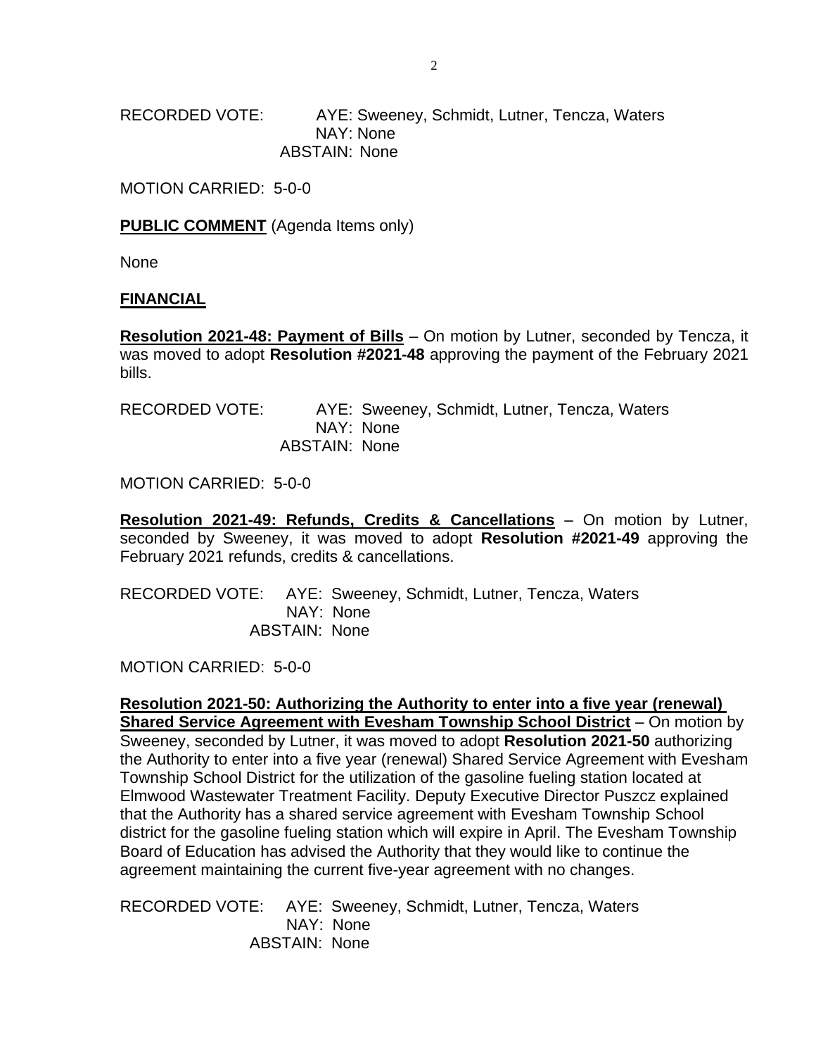RECORDED VOTE: AYE: Sweeney, Schmidt, Lutner, Tencza, Waters
NAY: None
ABSTAIN: None

MOTION CARRIED: 5-0-0

**PUBLIC COMMENT** (Agenda Items only)

None

**FINANCIAL**

**Resolution 2021-48: Payment of Bills** – On motion by Lutner, seconded by Tencza, it was moved to adopt **Resolution #2021-48** approving the payment of the February 2021 bills.

RECORDED VOTE: AYE: Sweeney, Schmidt, Lutner, Tencza, Waters
NAY: None
ABSTAIN: None

MOTION CARRIED: 5-0-0

**Resolution 2021-49: Refunds, Credits & Cancellations** – On motion by Lutner, seconded by Sweeney, it was moved to adopt **Resolution #2021-49** approving the February 2021 refunds, credits & cancellations.

RECORDED VOTE: AYE: Sweeney, Schmidt, Lutner, Tencza, Waters
NAY: None
ABSTAIN: None

MOTION CARRIED: 5-0-0

**Resolution 2021-50: Authorizing the Authority to enter into a five year (renewal) Shared Service Agreement with Evesham Township School District** – On motion by Sweeney, seconded by Lutner, it was moved to adopt **Resolution 2021-50** authorizing the Authority to enter into a five year (renewal) Shared Service Agreement with Evesham Township School District for the utilization of the gasoline fueling station located at Elmwood Wastewater Treatment Facility. Deputy Executive Director Puszcz explained that the Authority has a shared service agreement with Evesham Township School district for the gasoline fueling station which will expire in April. The Evesham Township Board of Education has advised the Authority that they would like to continue the agreement maintaining the current five-year agreement with no changes.

RECORDED VOTE: AYE: Sweeney, Schmidt, Lutner, Tencza, Waters
NAY: None
ABSTAIN: None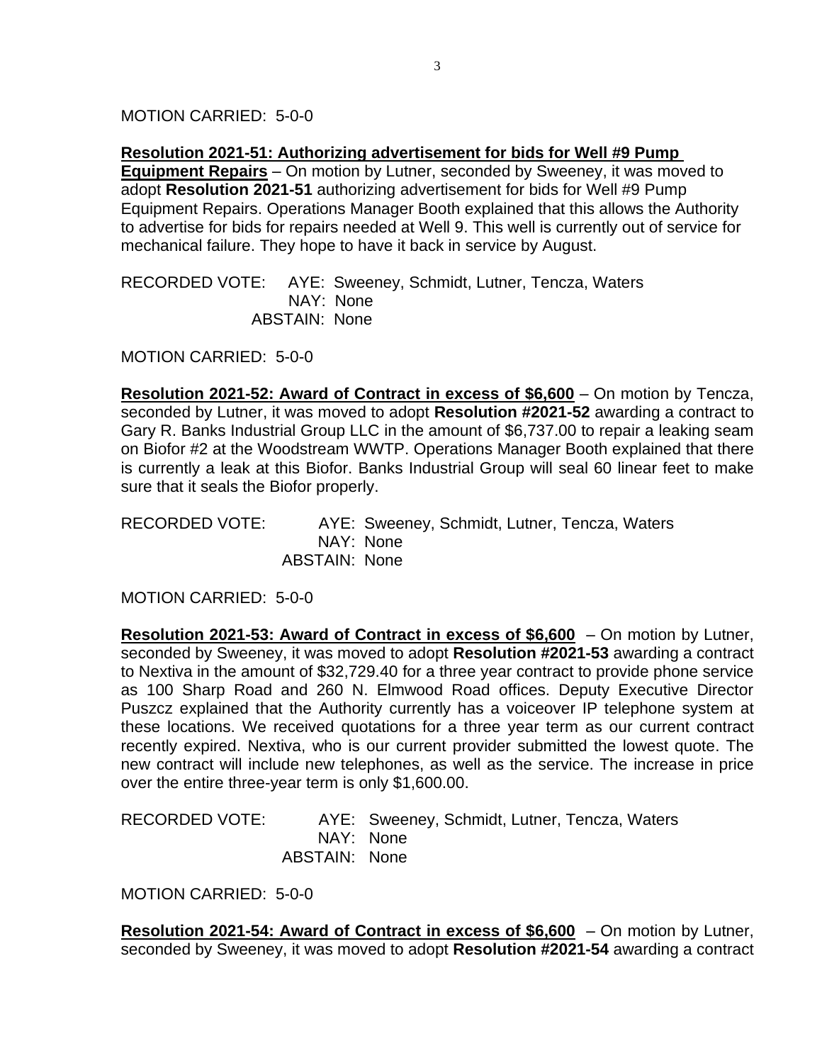MOTION CARRIED: 5-0-0

**Resolution 2021-51: Authorizing advertisement for bids for Well #9 Pump Equipment Repairs** – On motion by Lutner, seconded by Sweeney, it was moved to adopt **Resolution 2021-51** authorizing advertisement for bids for Well #9 Pump Equipment Repairs. Operations Manager Booth explained that this allows the Authority to advertise for bids for repairs needed at Well 9. This well is currently out of service for mechanical failure. They hope to have it back in service by August.

RECORDED VOTE: AYE: Sweeney, Schmidt, Lutner, Tencza, Waters
NAY: None
ABSTAIN: None

MOTION CARRIED: 5-0-0

**Resolution 2021-52: Award of Contract in excess of $6,600** – On motion by Tencza, seconded by Lutner, it was moved to adopt **Resolution #2021-52** awarding a contract to Gary R. Banks Industrial Group LLC in the amount of $6,737.00 to repair a leaking seam on Biofor #2 at the Woodstream WWTP. Operations Manager Booth explained that there is currently a leak at this Biofor. Banks Industrial Group will seal 60 linear feet to make sure that it seals the Biofor properly.

RECORDED VOTE: AYE: Sweeney, Schmidt, Lutner, Tencza, Waters
NAY: None
ABSTAIN: None

MOTION CARRIED: 5-0-0

**Resolution 2021-53: Award of Contract in excess of $6,600** – On motion by Lutner, seconded by Sweeney, it was moved to adopt **Resolution #2021-53** awarding a contract to Nextiva in the amount of $32,729.40 for a three year contract to provide phone service as 100 Sharp Road and 260 N. Elmwood Road offices. Deputy Executive Director Puszcz explained that the Authority currently has a voiceover IP telephone system at these locations. We received quotations for a three year term as our current contract recently expired. Nextiva, who is our current provider submitted the lowest quote. The new contract will include new telephones, as well as the service. The increase in price over the entire three-year term is only $1,600.00.

RECORDED VOTE: AYE: Sweeney, Schmidt, Lutner, Tencza, Waters
NAY: None
ABSTAIN: None

MOTION CARRIED: 5-0-0

**Resolution 2021-54: Award of Contract in excess of $6,600** – On motion by Lutner, seconded by Sweeney, it was moved to adopt **Resolution #2021-54** awarding a contract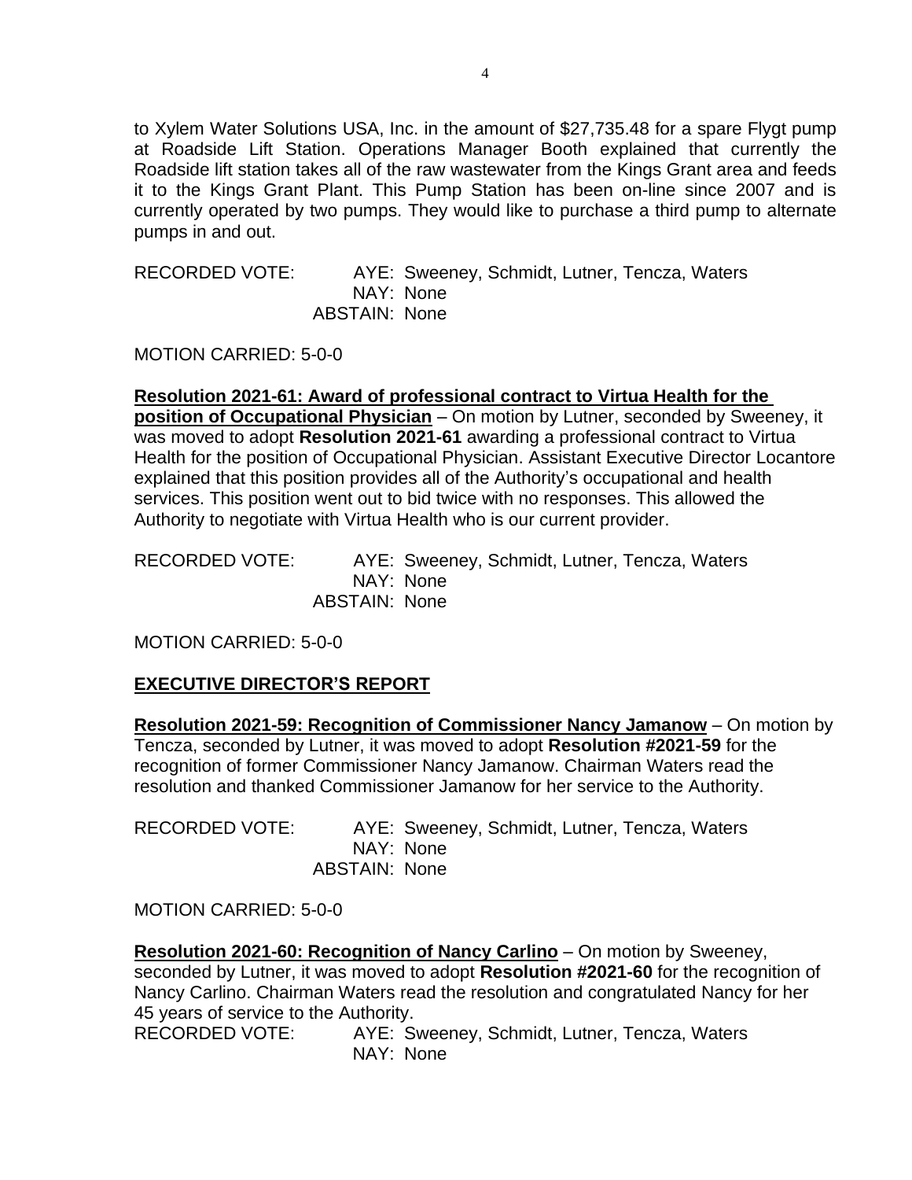to Xylem Water Solutions USA, Inc. in the amount of $27,735.48 for a spare Flygt pump at Roadside Lift Station. Operations Manager Booth explained that currently the Roadside lift station takes all of the raw wastewater from the Kings Grant area and feeds it to the Kings Grant Plant. This Pump Station has been on-line since 2007 and is currently operated by two pumps. They would like to purchase a third pump to alternate pumps in and out.

RECORDED VOTE: AYE: Sweeney, Schmidt, Lutner, Tencza, Waters
NAY: None
ABSTAIN: None

MOTION CARRIED: 5-0-0

**Resolution 2021-61: Award of professional contract to Virtua Health for the position of Occupational Physician** – On motion by Lutner, seconded by Sweeney, it was moved to adopt **Resolution 2021-61** awarding a professional contract to Virtua Health for the position of Occupational Physician. Assistant Executive Director Locantore explained that this position provides all of the Authority's occupational and health services. This position went out to bid twice with no responses. This allowed the Authority to negotiate with Virtua Health who is our current provider.

RECORDED VOTE: AYE: Sweeney, Schmidt, Lutner, Tencza, Waters
NAY: None
ABSTAIN: None

MOTION CARRIED: 5-0-0

## EXECUTIVE DIRECTOR'S REPORT

**Resolution 2021-59: Recognition of Commissioner Nancy Jamanow** – On motion by Tencza, seconded by Lutner, it was moved to adopt **Resolution #2021-59** for the recognition of former Commissioner Nancy Jamanow. Chairman Waters read the resolution and thanked Commissioner Jamanow for her service to the Authority.

RECORDED VOTE: AYE: Sweeney, Schmidt, Lutner, Tencza, Waters
NAY: None
ABSTAIN: None

MOTION CARRIED: 5-0-0

**Resolution 2021-60: Recognition of Nancy Carlino** – On motion by Sweeney, seconded by Lutner, it was moved to adopt **Resolution #2021-60** for the recognition of Nancy Carlino. Chairman Waters read the resolution and congratulated Nancy for her 45 years of service to the Authority.

RECORDED VOTE: AYE: Sweeney, Schmidt, Lutner, Tencza, Waters
NAY: None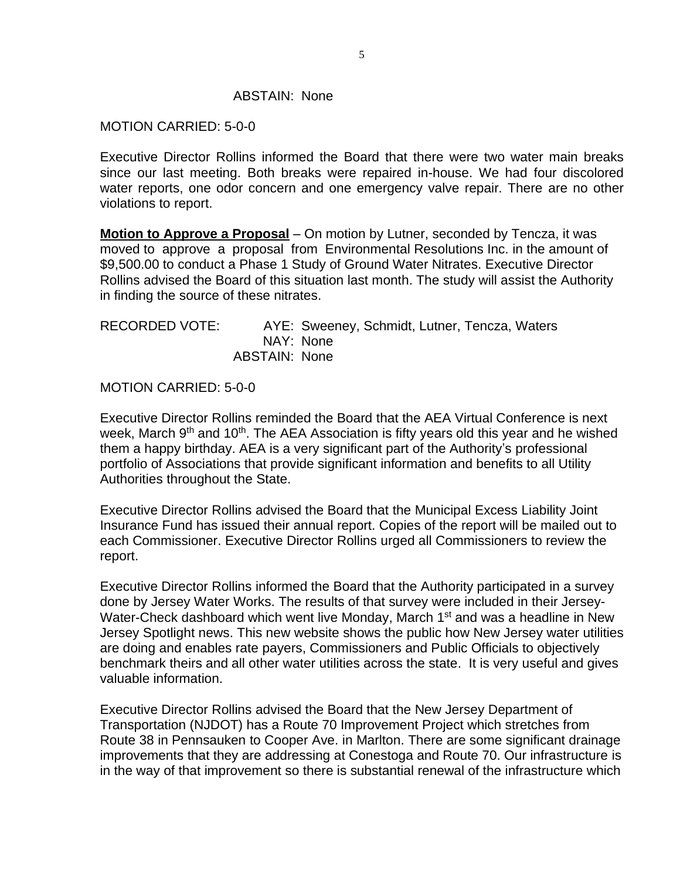ABSTAIN: None

MOTION CARRIED: 5-0-0

Executive Director Rollins informed the Board that there were two water main breaks since our last meeting. Both breaks were repaired in-house. We had four discolored water reports, one odor concern and one emergency valve repair. There are no other violations to report.

**Motion to Approve a Proposal** – On motion by Lutner, seconded by Tencza, it was moved to approve a proposal from Environmental Resolutions Inc. in the amount of $9,500.00 to conduct a Phase 1 Study of Ground Water Nitrates. Executive Director Rollins advised the Board of this situation last month. The study will assist the Authority in finding the source of these nitrates.

RECORDED VOTE: AYE: Sweeney, Schmidt, Lutner, Tencza, Waters
NAY: None
ABSTAIN: None

MOTION CARRIED: 5-0-0

Executive Director Rollins reminded the Board that the AEA Virtual Conference is next week, March 9th and 10th. The AEA Association is fifty years old this year and he wished them a happy birthday. AEA is a very significant part of the Authority's professional portfolio of Associations that provide significant information and benefits to all Utility Authorities throughout the State.

Executive Director Rollins advised the Board that the Municipal Excess Liability Joint Insurance Fund has issued their annual report. Copies of the report will be mailed out to each Commissioner. Executive Director Rollins urged all Commissioners to review the report.

Executive Director Rollins informed the Board that the Authority participated in a survey done by Jersey Water Works. The results of that survey were included in their Jersey-Water-Check dashboard which went live Monday, March 1st and was a headline in New Jersey Spotlight news. This new website shows the public how New Jersey water utilities are doing and enables rate payers, Commissioners and Public Officials to objectively benchmark theirs and all other water utilities across the state. It is very useful and gives valuable information.

Executive Director Rollins advised the Board that the New Jersey Department of Transportation (NJDOT) has a Route 70 Improvement Project which stretches from Route 38 in Pennsauken to Cooper Ave. in Marlton. There are some significant drainage improvements that they are addressing at Conestoga and Route 70. Our infrastructure is in the way of that improvement so there is substantial renewal of the infrastructure which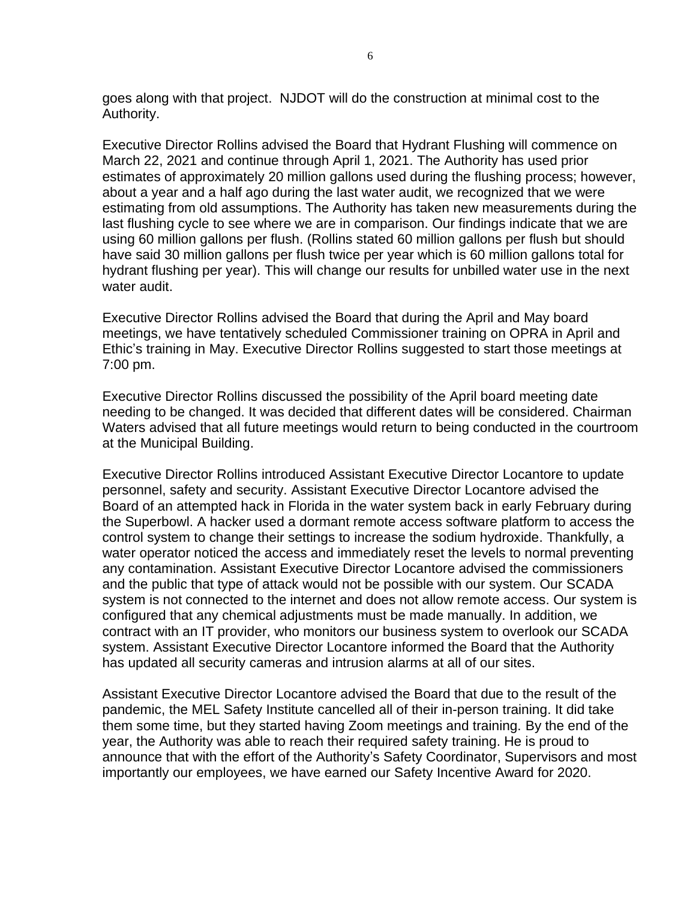goes along with that project. NJDOT will do the construction at minimal cost to the Authority.

Executive Director Rollins advised the Board that Hydrant Flushing will commence on March 22, 2021 and continue through April 1, 2021. The Authority has used prior estimates of approximately 20 million gallons used during the flushing process; however, about a year and a half ago during the last water audit, we recognized that we were estimating from old assumptions. The Authority has taken new measurements during the last flushing cycle to see where we are in comparison. Our findings indicate that we are using 60 million gallons per flush. (Rollins stated 60 million gallons per flush but should have said 30 million gallons per flush twice per year which is 60 million gallons total for hydrant flushing per year). This will change our results for unbilled water use in the next water audit.

Executive Director Rollins advised the Board that during the April and May board meetings, we have tentatively scheduled Commissioner training on OPRA in April and Ethic's training in May. Executive Director Rollins suggested to start those meetings at 7:00 pm.

Executive Director Rollins discussed the possibility of the April board meeting date needing to be changed. It was decided that different dates will be considered. Chairman Waters advised that all future meetings would return to being conducted in the courtroom at the Municipal Building.

Executive Director Rollins introduced Assistant Executive Director Locantore to update personnel, safety and security. Assistant Executive Director Locantore advised the Board of an attempted hack in Florida in the water system back in early February during the Superbowl. A hacker used a dormant remote access software platform to access the control system to change their settings to increase the sodium hydroxide. Thankfully, a water operator noticed the access and immediately reset the levels to normal preventing any contamination. Assistant Executive Director Locantore advised the commissioners and the public that type of attack would not be possible with our system. Our SCADA system is not connected to the internet and does not allow remote access. Our system is configured that any chemical adjustments must be made manually. In addition, we contract with an IT provider, who monitors our business system to overlook our SCADA system. Assistant Executive Director Locantore informed the Board that the Authority has updated all security cameras and intrusion alarms at all of our sites.

Assistant Executive Director Locantore advised the Board that due to the result of the pandemic, the MEL Safety Institute cancelled all of their in-person training. It did take them some time, but they started having Zoom meetings and training. By the end of the year, the Authority was able to reach their required safety training. He is proud to announce that with the effort of the Authority's Safety Coordinator, Supervisors and most importantly our employees, we have earned our Safety Incentive Award for 2020.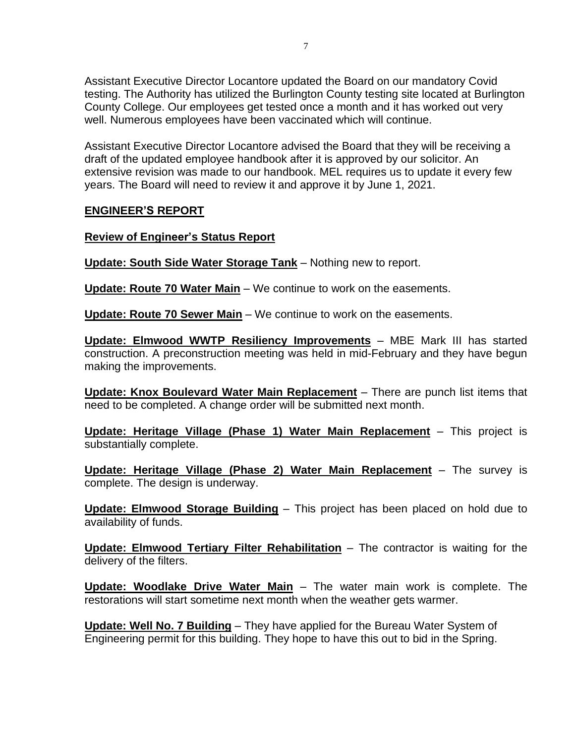Assistant Executive Director Locantore updated the Board on our mandatory Covid testing. The Authority has utilized the Burlington County testing site located at Burlington County College. Our employees get tested once a month and it has worked out very well. Numerous employees have been vaccinated which will continue.

Assistant Executive Director Locantore advised the Board that they will be receiving a draft of the updated employee handbook after it is approved by our solicitor. An extensive revision was made to our handbook. MEL requires us to update it every few years. The Board will need to review it and approve it by June 1, 2021.

## ENGINEER'S REPORT

**Review of Engineer's Status Report**

**Update: South Side Water Storage Tank** – Nothing new to report.

**Update: Route 70 Water Main** – We continue to work on the easements.

**Update: Route 70 Sewer Main** – We continue to work on the easements.

**Update: Elmwood WWTP Resiliency Improvements** – MBE Mark III has started construction. A preconstruction meeting was held in mid-February and they have begun making the improvements.

**Update: Knox Boulevard Water Main Replacement** – There are punch list items that need to be completed. A change order will be submitted next month.

**Update: Heritage Village (Phase 1) Water Main Replacement** – This project is substantially complete.

**Update: Heritage Village (Phase 2) Water Main Replacement** – The survey is complete. The design is underway.

**Update: Elmwood Storage Building** – This project has been placed on hold due to availability of funds.

**Update: Elmwood Tertiary Filter Rehabilitation** – The contractor is waiting for the delivery of the filters.

**Update: Woodlake Drive Water Main** – The water main work is complete. The restorations will start sometime next month when the weather gets warmer.

**Update: Well No. 7 Building** – They have applied for the Bureau Water System of Engineering permit for this building. They hope to have this out to bid in the Spring.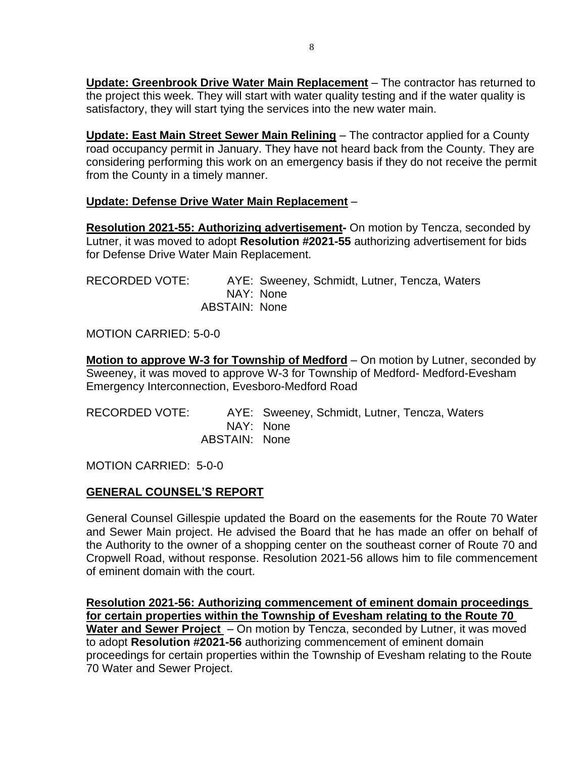**Update: Greenbrook Drive Water Main Replacement** – The contractor has returned to the project this week. They will start with water quality testing and if the water quality is satisfactory, they will start tying the services into the new water main.

**Update: East Main Street Sewer Main Relining** – The contractor applied for a County road occupancy permit in January. They have not heard back from the County. They are considering performing this work on an emergency basis if they do not receive the permit from the County in a timely manner.

**Update: Defense Drive Water Main Replacement** –

**Resolution 2021-55: Authorizing advertisement-** On motion by Tencza, seconded by Lutner, it was moved to adopt **Resolution #2021-55** authorizing advertisement for bids for Defense Drive Water Main Replacement.

RECORDED VOTE: AYE: Sweeney, Schmidt, Lutner, Tencza, Waters
NAY: None
ABSTAIN: None

MOTION CARRIED: 5-0-0

**Motion to approve W-3 for Township of Medford** – On motion by Lutner, seconded by Sweeney, it was moved to approve W-3 for Township of Medford- Medford-Evesham Emergency Interconnection, Evesboro-Medford Road

RECORDED VOTE: AYE: Sweeney, Schmidt, Lutner, Tencza, Waters
NAY: None
ABSTAIN: None

MOTION CARRIED: 5-0-0

## GENERAL COUNSEL'S REPORT

General Counsel Gillespie updated the Board on the easements for the Route 70 Water and Sewer Main project. He advised the Board that he has made an offer on behalf of the Authority to the owner of a shopping center on the southeast corner of Route 70 and Cropwell Road, without response. Resolution 2021-56 allows him to file commencement of eminent domain with the court.

**Resolution 2021-56: Authorizing commencement of eminent domain proceedings for certain properties within the Township of Evesham relating to the Route 70 Water and Sewer Project** – On motion by Tencza, seconded by Lutner, it was moved to adopt **Resolution #2021-56** authorizing commencement of eminent domain proceedings for certain properties within the Township of Evesham relating to the Route 70 Water and Sewer Project.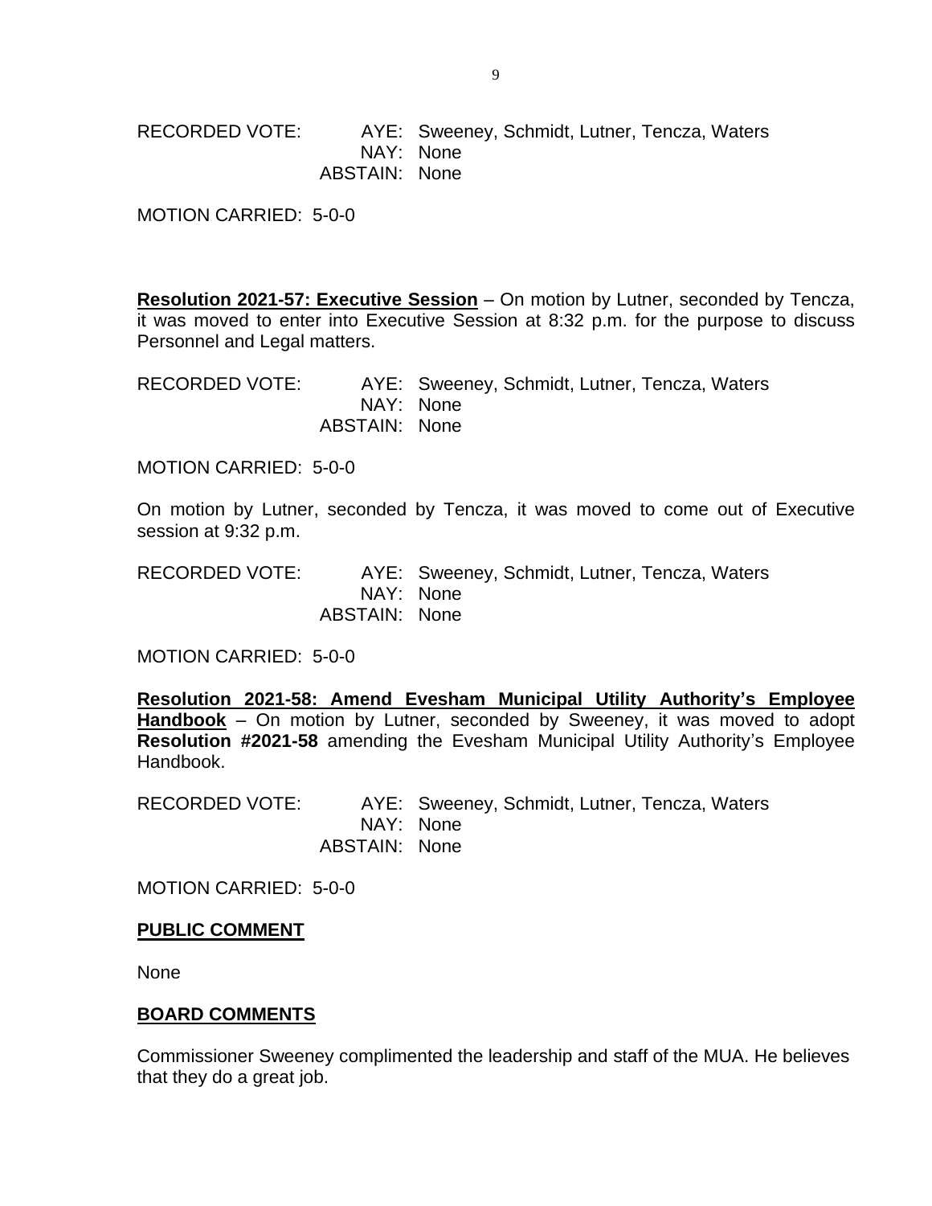RECORDED VOTE: AYE: Sweeney, Schmidt, Lutner, Tencza, Waters
NAY: None
ABSTAIN: None

MOTION CARRIED: 5-0-0

**Resolution 2021-57: Executive Session** – On motion by Lutner, seconded by Tencza, it was moved to enter into Executive Session at 8:32 p.m. for the purpose to discuss Personnel and Legal matters.

RECORDED VOTE: AYE: Sweeney, Schmidt, Lutner, Tencza, Waters
NAY: None
ABSTAIN: None

MOTION CARRIED: 5-0-0

On motion by Lutner, seconded by Tencza, it was moved to come out of Executive session at 9:32 p.m.

RECORDED VOTE: AYE: Sweeney, Schmidt, Lutner, Tencza, Waters
NAY: None
ABSTAIN: None

MOTION CARRIED: 5-0-0

**Resolution 2021-58: Amend Evesham Municipal Utility Authority's Employee Handbook** – On motion by Lutner, seconded by Sweeney, it was moved to adopt **Resolution #2021-58** amending the Evesham Municipal Utility Authority's Employee Handbook.

RECORDED VOTE: AYE: Sweeney, Schmidt, Lutner, Tencza, Waters
NAY: None
ABSTAIN: None

MOTION CARRIED: 5-0-0

## PUBLIC COMMENT

None

## BOARD COMMENTS

Commissioner Sweeney complimented the leadership and staff of the MUA. He believes that they do a great job.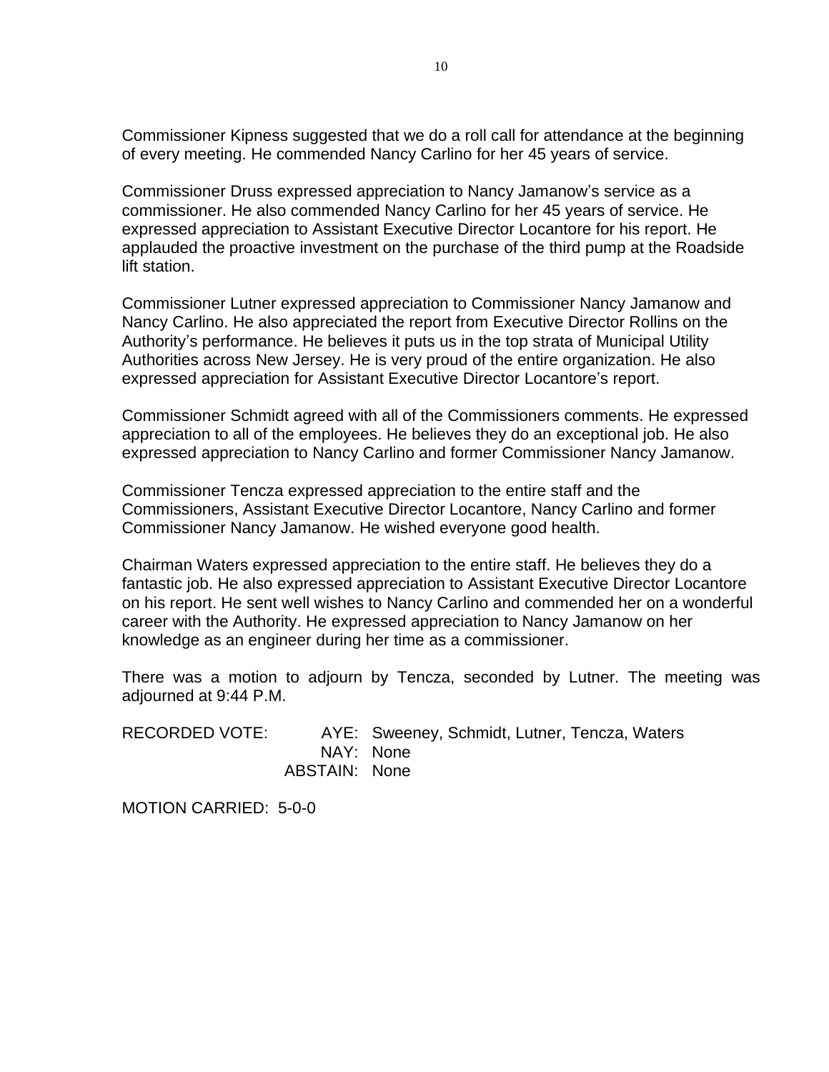Commissioner Kipness suggested that we do a roll call for attendance at the beginning of every meeting. He commended Nancy Carlino for her 45 years of service.

Commissioner Druss expressed appreciation to Nancy Jamanow's service as a commissioner. He also commended Nancy Carlino for her 45 years of service. He expressed appreciation to Assistant Executive Director Locantore for his report. He applauded the proactive investment on the purchase of the third pump at the Roadside lift station.

Commissioner Lutner expressed appreciation to Commissioner Nancy Jamanow and Nancy Carlino. He also appreciated the report from Executive Director Rollins on the Authority's performance. He believes it puts us in the top strata of Municipal Utility Authorities across New Jersey. He is very proud of the entire organization. He also expressed appreciation for Assistant Executive Director Locantore's report.

Commissioner Schmidt agreed with all of the Commissioners comments. He expressed appreciation to all of the employees. He believes they do an exceptional job. He also expressed appreciation to Nancy Carlino and former Commissioner Nancy Jamanow.

Commissioner Tencza expressed appreciation to the entire staff and the Commissioners, Assistant Executive Director Locantore, Nancy Carlino and former Commissioner Nancy Jamanow. He wished everyone good health.

Chairman Waters expressed appreciation to the entire staff. He believes they do a fantastic job. He also expressed appreciation to Assistant Executive Director Locantore on his report. He sent well wishes to Nancy Carlino and commended her on a wonderful career with the Authority. He expressed appreciation to Nancy Jamanow on her knowledge as an engineer during her time as a commissioner.

There was a motion to adjourn by Tencza, seconded by Lutner. The meeting was adjourned at 9:44 P.M.

RECORDED VOTE: AYE: Sweeney, Schmidt, Lutner, Tencza, Waters
NAY: None
ABSTAIN: None

MOTION CARRIED: 5-0-0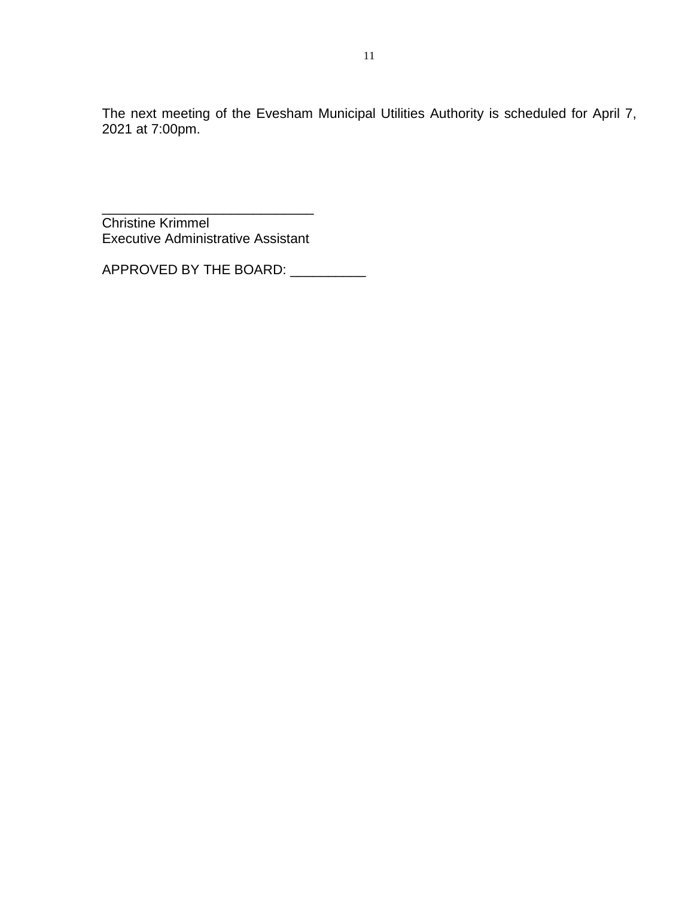The next meeting of the Evesham Municipal Utilities Authority is scheduled for April 7, 2021 at 7:00pm.

_____________________________
Christine Krimmel
Executive Administrative Assistant

APPROVED BY THE BOARD: __________